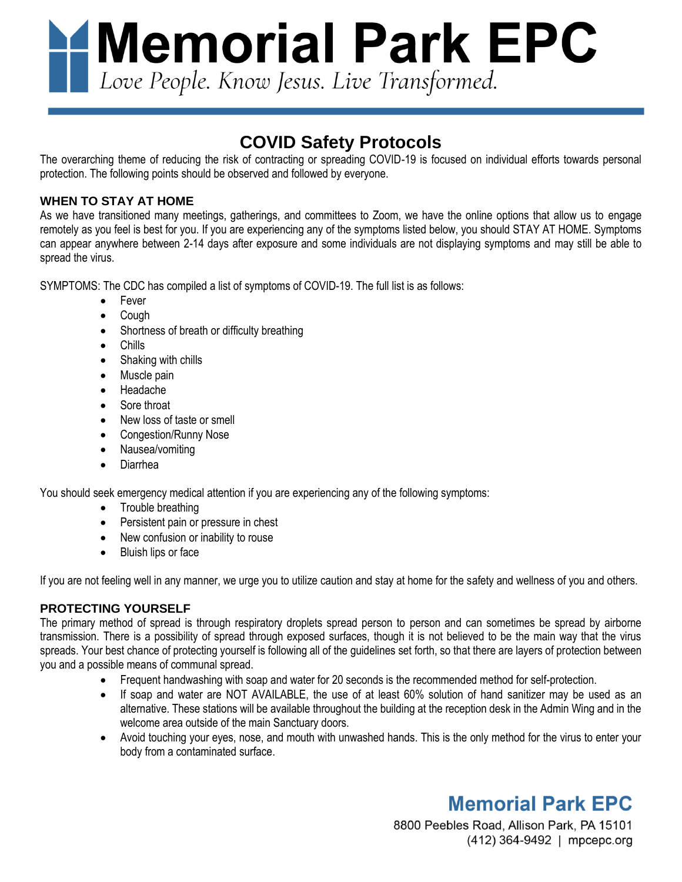# Memorial Park EPC

*Love People. Know Jesus. Live Transformed.*

## COVID Safety Protocols

The overarching theme of reducing the risk of contracting or spreading COVID-19 is focused on individual efforts towards personal protection. The following points should be observed and followed by everyone.

### WHEN TO STAY AT HOME

As we have transitioned many meetings, gatherings, and committees to Zoom, we have the online options that allow us to engage remotely as you feel is best for you. If you are experiencing any of the symptoms listed below, you should STAY AT HOME. Symptoms can appear anywhere between 2-14 days after exposure and some individuals are not displaying symptoms and may still be able to spread the virus.

SYMPTOMS: The CDC has compiled a list of symptoms of COVID-19. The full list is as follows:

- Fever
- Cough
- Shortness of breath or difficulty breathing
- Chills
- Shaking with chills
- Muscle pain
- Headache
- Sore throat
- New loss of taste or smell
- Congestion/Runny Nose
- Nausea/vomiting
- Diarrhea

You should seek emergency medical attention if you are experiencing any of the following symptoms:

- Trouble breathing
- Persistent pain or pressure in chest
- New confusion or inability to rouse
- Bluish lips or face

If you are not feeling well in any manner, we urge you to utilize caution and stay at home for the safety and wellness of you and others.

### PROTECTING YOURSELF

The primary method of spread is through respiratory droplets spread person to person and can sometimes be spread by airborne transmission. There is a possibility of spread through exposed surfaces, though it is not believed to be the main way that the virus spreads. Your best chance of protecting yourself is following all of the guidelines set forth, so that there are layers of protection between you and a possible means of communal spread.

- Frequent handwashing with soap and water for 20 seconds is the recommended method for self-protection.
- If soap and water are NOT AVAILABLE, the use of at least 60% solution of hand sanitizer may be used as an alternative. These stations will be available throughout the building at the reception desk in the Admin Wing and in the welcome area outside of the main Sanctuary doors.
- Avoid touching your eyes, nose, and mouth with unwashed hands. This is the only method for the virus to enter your body from a contaminated surface.

**Memorial Park EPC**
8800 Peebles Road, Allison Park, PA 15101
(412) 364-9492 | mpcepc.org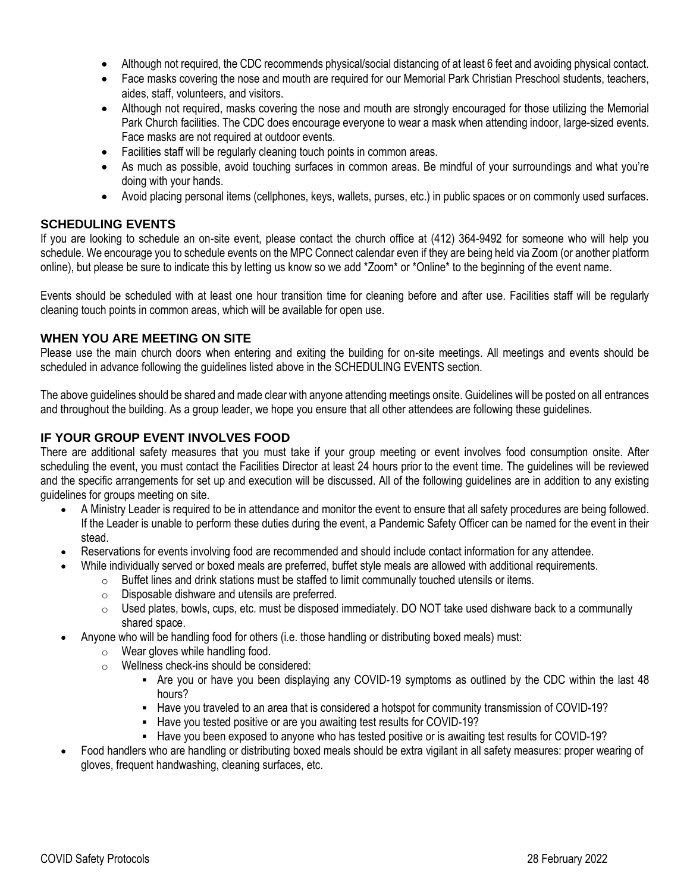- Although not required, the CDC recommends physical/social distancing of at least 6 feet and avoiding physical contact.
- Face masks covering the nose and mouth are required for our Memorial Park Christian Preschool students, teachers, aides, staff, volunteers, and visitors.
- Although not required, masks covering the nose and mouth are strongly encouraged for those utilizing the Memorial Park Church facilities. The CDC does encourage everyone to wear a mask when attending indoor, large-sized events. Face masks are not required at outdoor events.
- Facilities staff will be regularly cleaning touch points in common areas.
- As much as possible, avoid touching surfaces in common areas. Be mindful of your surroundings and what you're doing with your hands.
- Avoid placing personal items (cellphones, keys, wallets, purses, etc.) in public spaces or on commonly used surfaces.

## SCHEDULING EVENTS

If you are looking to schedule an on-site event, please contact the church office at (412) 364-9492 for someone who will help you schedule. We encourage you to schedule events on the MPC Connect calendar even if they are being held via Zoom (or another platform online), but please be sure to indicate this by letting us know so we add *Zoom* or *Online* to the beginning of the event name.

Events should be scheduled with at least one hour transition time for cleaning before and after use. Facilities staff will be regularly cleaning touch points in common areas, which will be available for open use.

## WHEN YOU ARE MEETING ON SITE

Please use the main church doors when entering and exiting the building for on-site meetings. All meetings and events should be scheduled in advance following the guidelines listed above in the SCHEDULING EVENTS section.

The above guidelines should be shared and made clear with anyone attending meetings onsite. Guidelines will be posted on all entrances and throughout the building. As a group leader, we hope you ensure that all other attendees are following these guidelines.

## IF YOUR GROUP EVENT INVOLVES FOOD

There are additional safety measures that you must take if your group meeting or event involves food consumption onsite. After scheduling the event, you must contact the Facilities Director at least 24 hours prior to the event time. The guidelines will be reviewed and the specific arrangements for set up and execution will be discussed. All of the following guidelines are in addition to any existing guidelines for groups meeting on site.

- A Ministry Leader is required to be in attendance and monitor the event to ensure that all safety procedures are being followed. If the Leader is unable to perform these duties during the event, a Pandemic Safety Officer can be named for the event in their stead.
- Reservations for events involving food are recommended and should include contact information for any attendee.
- While individually served or boxed meals are preferred, buffet style meals are allowed with additional requirements.
  - Buffet lines and drink stations must be staffed to limit communally touched utensils or items.
  - Disposable dishware and utensils are preferred.
  - Used plates, bowls, cups, etc. must be disposed immediately. DO NOT take used dishware back to a communally shared space.
- Anyone who will be handling food for others (i.e. those handling or distributing boxed meals) must:
  - Wear gloves while handling food.
  - Wellness check-ins should be considered:
    - Are you or have you been displaying any COVID-19 symptoms as outlined by the CDC within the last 48 hours?
    - Have you traveled to an area that is considered a hotspot for community transmission of COVID-19?
    - Have you tested positive or are you awaiting test results for COVID-19?
    - Have you been exposed to anyone who has tested positive or is awaiting test results for COVID-19?
- Food handlers who are handling or distributing boxed meals should be extra vigilant in all safety measures: proper wearing of gloves, frequent handwashing, cleaning surfaces, etc.